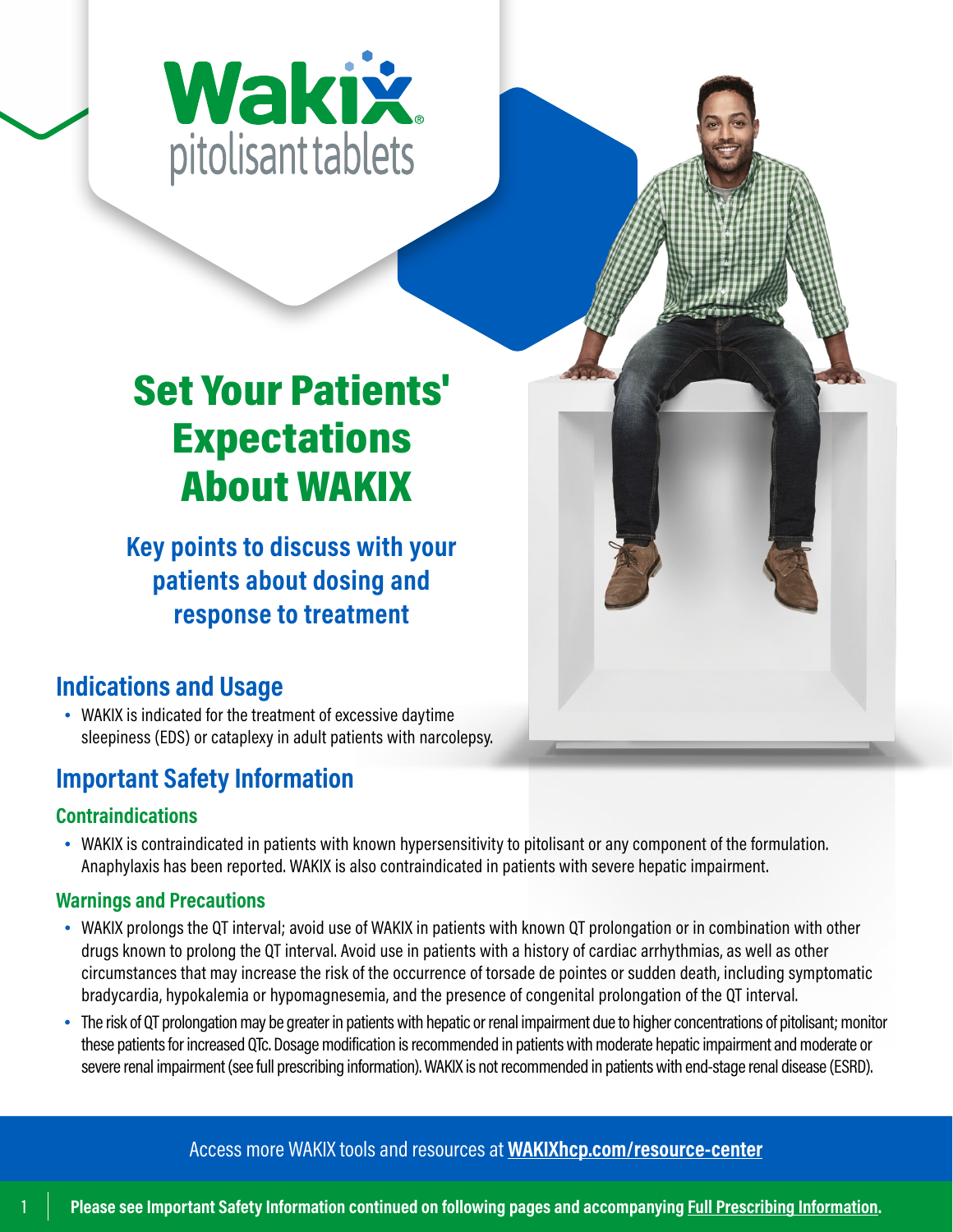# Wakix® pitolisant tablets

# Set Your Patients' Expectations About WAKIX

## Key points to discuss with your patients about dosing and response to treatment

## Indications and Usage

- WAKIX is indicated for the treatment of excessive daytime sleepiness (EDS) or cataplexy in adult patients with narcolepsy.

## Important Safety Information

### Contraindications

- WAKIX is contraindicated in patients with known hypersensitivity to pitolisant or any component of the formulation. Anaphylaxis has been reported. WAKIX is also contraindicated in patients with severe hepatic impairment.

### Warnings and Precautions

- WAKIX prolongs the QT interval; avoid use of WAKIX in patients with known QT prolongation or in combination with other drugs known to prolong the QT interval. Avoid use in patients with a history of cardiac arrhythmias, as well as other circumstances that may increase the risk of the occurrence of torsade de pointes or sudden death, including symptomatic bradycardia, hypokalemia or hypomagnesemia, and the presence of congenital prolongation of the QT interval.
- The risk of QT prolongation may be greater in patients with hepatic or renal impairment due to higher concentrations of pitolisant; monitor these patients for increased QTc. Dosage modification is recommended in patients with moderate hepatic impairment and moderate or severe renal impairment (see full prescribing information). WAKIX is not recommended in patients with end-stage renal disease (ESRD).

Access more WAKIX tools and resources at **WAKIXhcp.com/resource-center**

**Please see Important Safety Information continued on following pages and accompanying Full Prescribing Information.**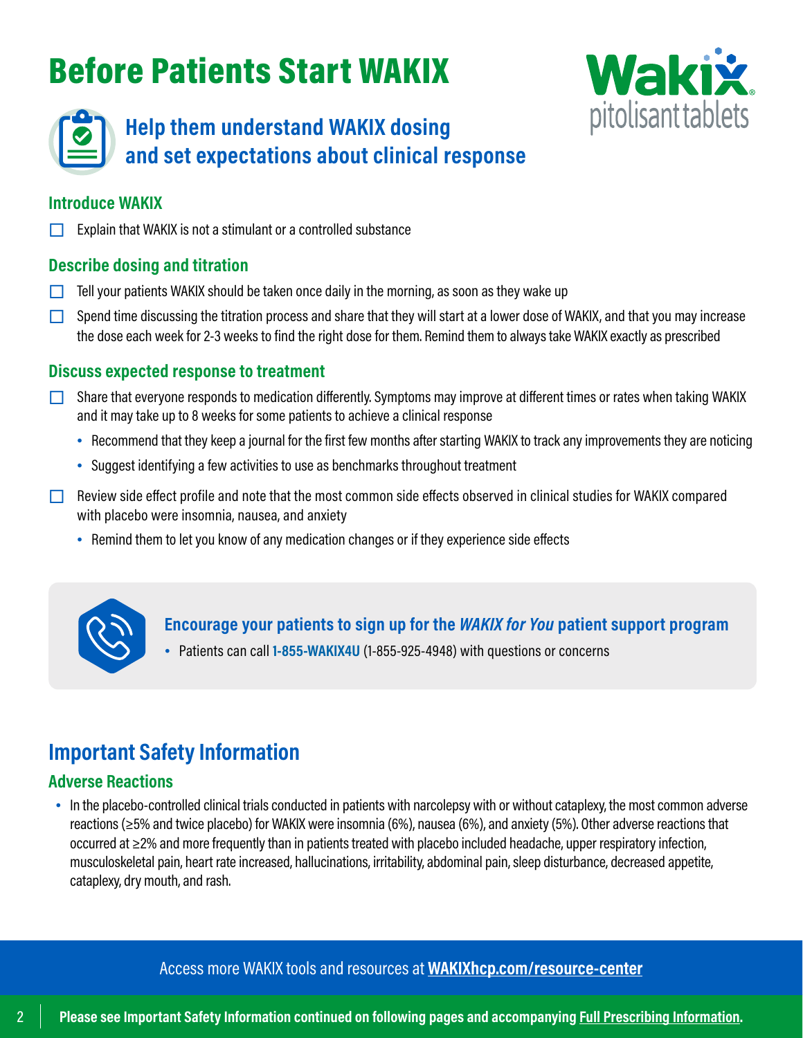# Before Patients Start WAKIX

## Help them understand WAKIX dosing and set expectations about clinical response

### Introduce WAKIX

- [ ] Explain that WAKIX is not a stimulant or a controlled substance

### Describe dosing and titration

- [ ] Tell your patients WAKIX should be taken once daily in the morning, as soon as they wake up
- [ ] Spend time discussing the titration process and share that they will start at a lower dose of WAKIX, and that you may increase the dose each week for 2-3 weeks to find the right dose for them. Remind them to always take WAKIX exactly as prescribed

### Discuss expected response to treatment

- [ ] Share that everyone responds to medication differently. Symptoms may improve at different times or rates when taking WAKIX and it may take up to 8 weeks for some patients to achieve a clinical response
  - Recommend that they keep a journal for the first few months after starting WAKIX to track any improvements they are noticing
  - Suggest identifying a few activities to use as benchmarks throughout treatment
- [ ] Review side effect profile and note that the most common side effects observed in clinical studies for WAKIX compared with placebo were insomnia, nausea, and anxiety
  - Remind them to let you know of any medication changes or if they experience side effects

**Encourage your patients to sign up for the *WAKIX for You* patient support program**

- Patients can call **1-855-WAKIX4U** (1-855-925-4948) with questions or concerns

## Important Safety Information

### Adverse Reactions

- In the placebo-controlled clinical trials conducted in patients with narcolepsy with or without cataplexy, the most common adverse reactions (≥5% and twice placebo) for WAKIX were insomnia (6%), nausea (6%), and anxiety (5%). Other adverse reactions that occurred at ≥2% and more frequently than in patients treated with placebo included headache, upper respiratory infection, musculoskeletal pain, heart rate increased, hallucinations, irritability, abdominal pain, sleep disturbance, decreased appetite, cataplexy, dry mouth, and rash.

Access more WAKIX tools and resources at **WAKIXhcp.com/resource-center**

**Please see Important Safety Information continued on following pages and accompanying Full Prescribing Information.**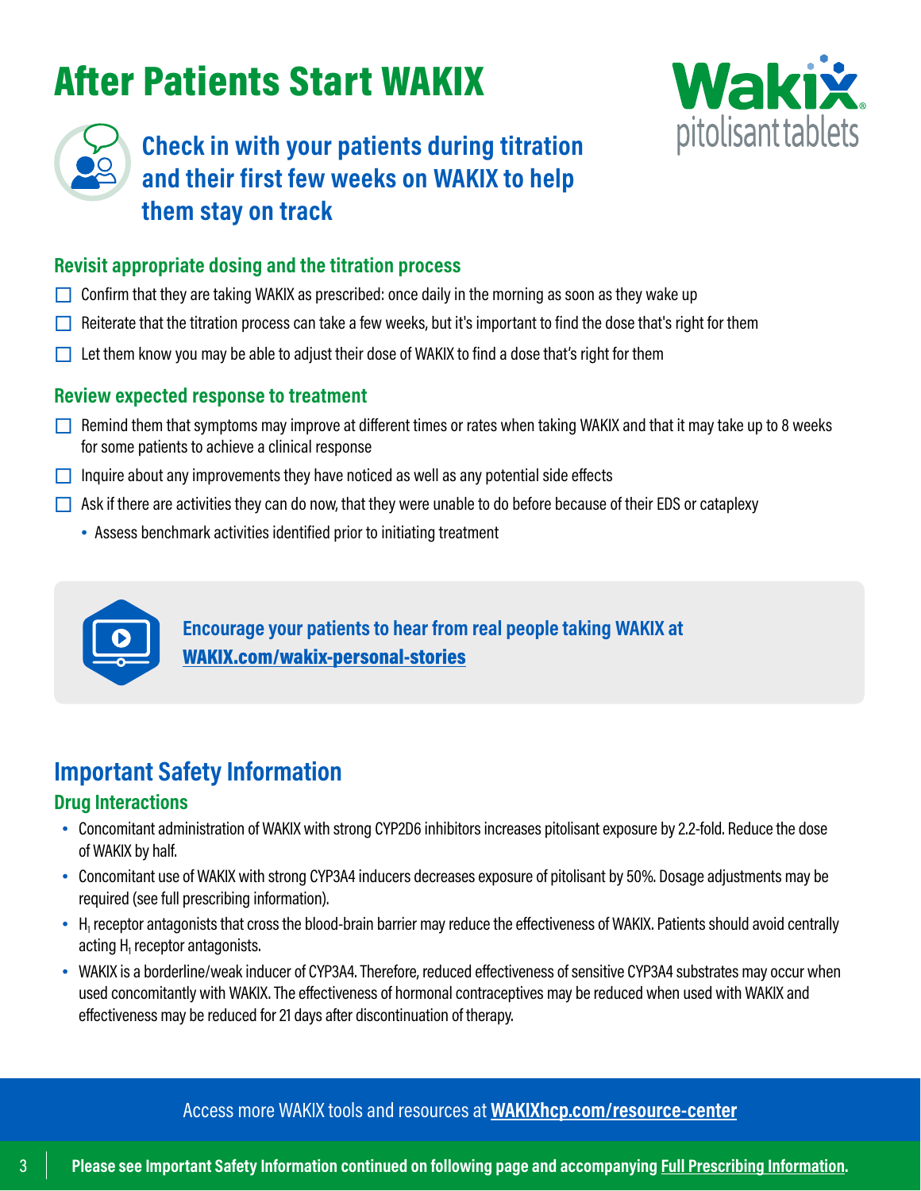# After Patients Start WAKIX

**Wakix®**
pitolisant tablets

## Check in with your patients during titration and their first few weeks on WAKIX to help them stay on track

### Revisit appropriate dosing and the titration process

- [ ] Confirm that they are taking WAKIX as prescribed: once daily in the morning as soon as they wake up
- [ ] Reiterate that the titration process can take a few weeks, but it's important to find the dose that's right for them
- [ ] Let them know you may be able to adjust their dose of WAKIX to find a dose that's right for them

### Review expected response to treatment

- [ ] Remind them that symptoms may improve at different times or rates when taking WAKIX and that it may take up to 8 weeks for some patients to achieve a clinical response
- [ ] Inquire about any improvements they have noticed as well as any potential side effects
- [ ] Ask if there are activities they can do now, that they were unable to do before because of their EDS or cataplexy
  - Assess benchmark activities identified prior to initiating treatment

**Encourage your patients to hear from real people taking WAKIX at [WAKIX.com/wakix-personal-stories](WAKIX.com/wakix-personal-stories)**

## Important Safety Information

### Drug Interactions

- Concomitant administration of WAKIX with strong CYP2D6 inhibitors increases pitolisant exposure by 2.2-fold. Reduce the dose of WAKIX by half.
- Concomitant use of WAKIX with strong CYP3A4 inducers decreases exposure of pitolisant by 50%. Dosage adjustments may be required (see full prescribing information).
- $H_1$ receptor antagonists that cross the blood-brain barrier may reduce the effectiveness of WAKIX. Patients should avoid centrally acting $H_1$ receptor antagonists.
- WAKIX is a borderline/weak inducer of CYP3A4. Therefore, reduced effectiveness of sensitive CYP3A4 substrates may occur when used concomitantly with WAKIX. The effectiveness of hormonal contraceptives may be reduced when used with WAKIX and effectiveness may be reduced for 21 days after discontinuation of therapy.

Access more WAKIX tools and resources at **[WAKIXhcp.com/resource-center](WAKIXhcp.com/resource-center)**

**Please see Important Safety Information continued on following page and accompanying Full Prescribing Information.**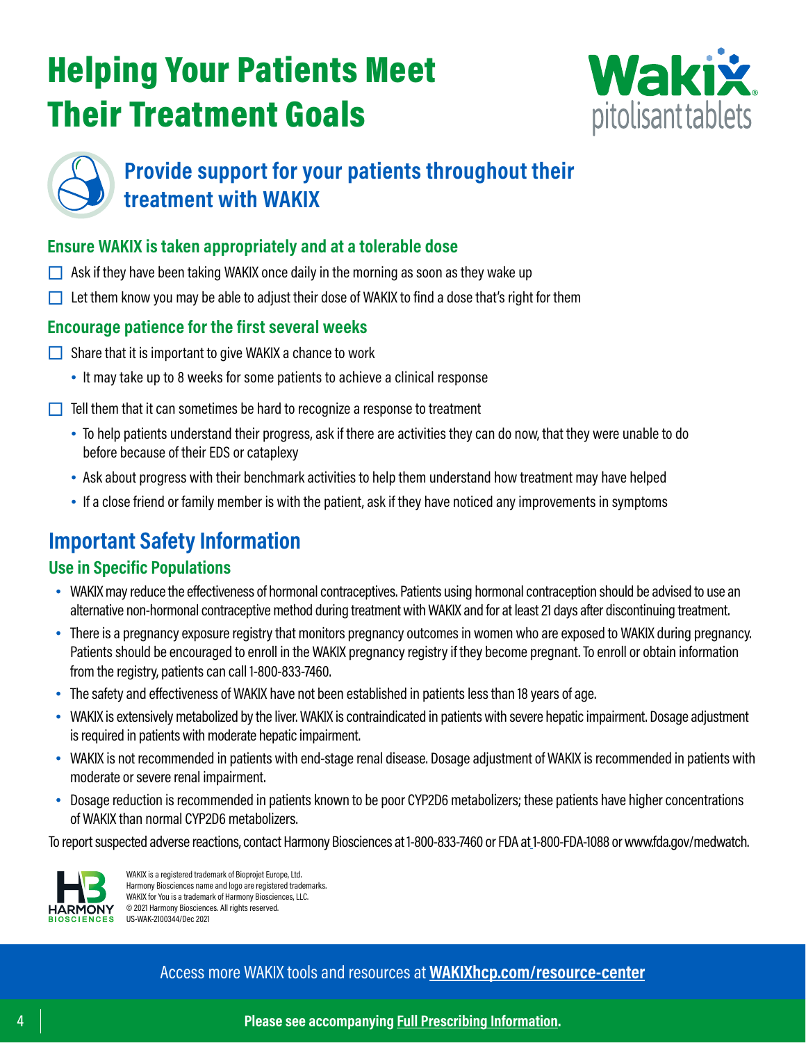# Helping Your Patients Meet Their Treatment Goals

## Provide support for your patients throughout their treatment with WAKIX

### Ensure WAKIX is taken appropriately and at a tolerable dose

- ☐ Ask if they have been taking WAKIX once daily in the morning as soon as they wake up
- ☐ Let them know you may be able to adjust their dose of WAKIX to find a dose that's right for them

### Encourage patience for the first several weeks

- ☐ Share that it is important to give WAKIX a chance to work
  - It may take up to 8 weeks for some patients to achieve a clinical response
- ☐ Tell them that it can sometimes be hard to recognize a response to treatment
  - To help patients understand their progress, ask if there are activities they can do now, that they were unable to do before because of their EDS or cataplexy
  - Ask about progress with their benchmark activities to help them understand how treatment may have helped
  - If a close friend or family member is with the patient, ask if they have noticed any improvements in symptoms

## Important Safety Information

### Use in Specific Populations

- WAKIX may reduce the effectiveness of hormonal contraceptives. Patients using hormonal contraception should be advised to use an alternative non-hormonal contraceptive method during treatment with WAKIX and for at least 21 days after discontinuing treatment.
- There is a pregnancy exposure registry that monitors pregnancy outcomes in women who are exposed to WAKIX during pregnancy. Patients should be encouraged to enroll in the WAKIX pregnancy registry if they become pregnant. To enroll or obtain information from the registry, patients can call 1-800-833-7460.
- The safety and effectiveness of WAKIX have not been established in patients less than 18 years of age.
- WAKIX is extensively metabolized by the liver. WAKIX is contraindicated in patients with severe hepatic impairment. Dosage adjustment is required in patients with moderate hepatic impairment.
- WAKIX is not recommended in patients with end-stage renal disease. Dosage adjustment of WAKIX is recommended in patients with moderate or severe renal impairment.
- Dosage reduction is recommended in patients known to be poor CYP2D6 metabolizers; these patients have higher concentrations of WAKIX than normal CYP2D6 metabolizers.

To report suspected adverse reactions, contact Harmony Biosciences at 1-800-833-7460 or FDA at 1-800-FDA-1088 or www.fda.gov/medwatch.

WAKIX is a registered trademark of Bioprojet Europe, Ltd.
Harmony Biosciences name and logo are registered trademarks.
WAKIX for You is a trademark of Harmony Biosciences, LLC.
© 2021 Harmony Biosciences. All rights reserved.
US-WAK-2100344/Dec 2021

Access more WAKIX tools and resources at **WAKIXhcp.com/resource-center**

**Please see accompanying Full Prescribing Information.**